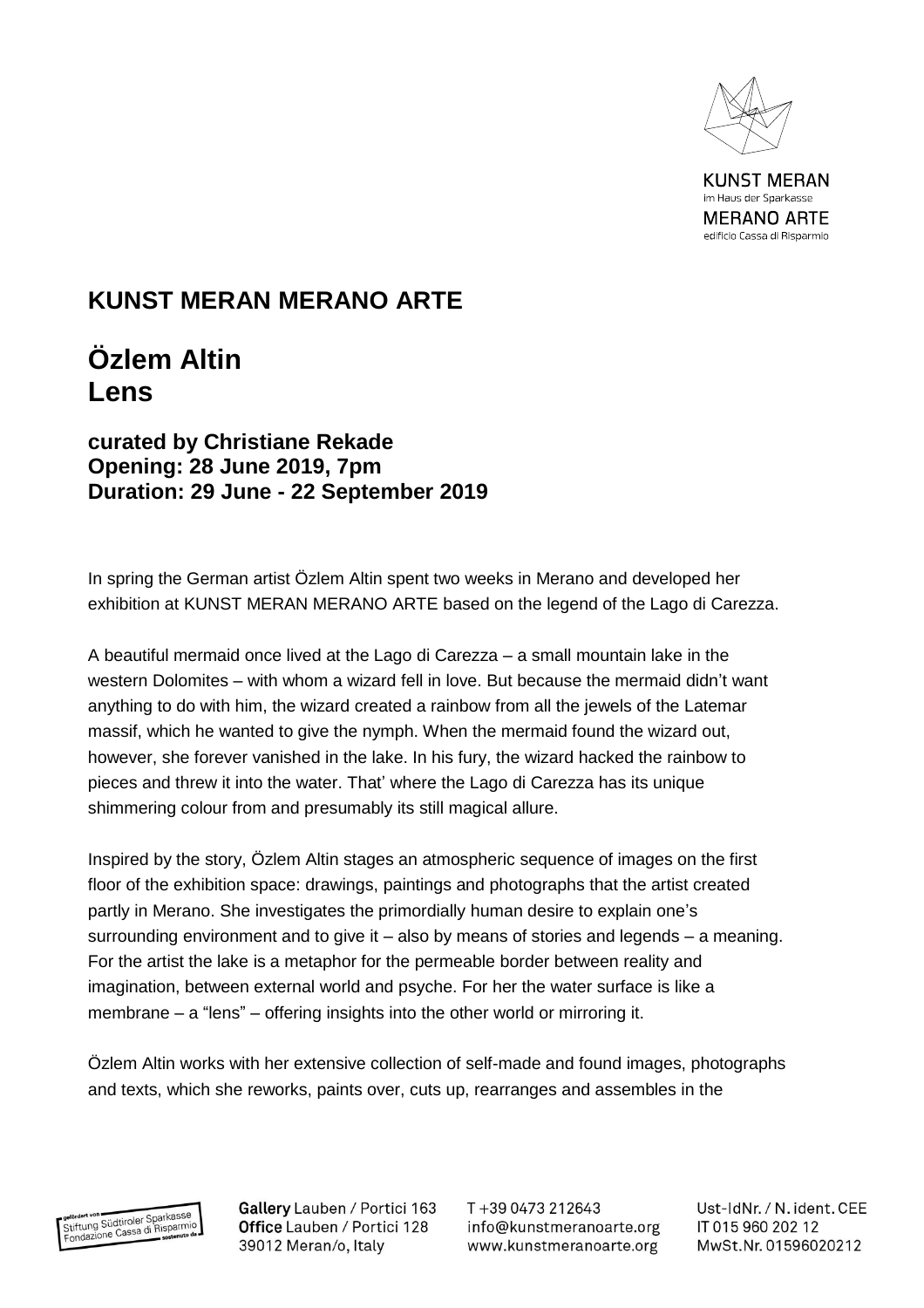# KUNST MERAN MERANO ARTE

## Özlem Altin
## Lens

### curated by Christiane Rekade
### Opening: 28 June 2019, 7pm
### Duration: 29 June - 22 September 2019

In spring the German artist Özlem Altin spent two weeks in Merano and developed her exhibition at KUNST MERAN MERANO ARTE based on the legend of the Lago di Carezza.

A beautiful mermaid once lived at the Lago di Carezza – a small mountain lake in the western Dolomites – with whom a wizard fell in love. But because the mermaid didn't want anything to do with him, the wizard created a rainbow from all the jewels of the Latemar massif, which he wanted to give the nymph. When the mermaid found the wizard out, however, she forever vanished in the lake. In his fury, the wizard hacked the rainbow to pieces and threw it into the water. That' where the Lago di Carezza has its unique shimmering colour from and presumably its still magical allure.

Inspired by the story, Özlem Altin stages an atmospheric sequence of images on the first floor of the exhibition space: drawings, paintings and photographs that the artist created partly in Merano. She investigates the primordially human desire to explain one's surrounding environment and to give it – also by means of stories and legends – a meaning. For the artist the lake is a metaphor for the permeable border between reality and imagination, between external world and psyche. For her the water surface is like a membrane – a "lens" – offering insights into the other world or mirroring it.

Özlem Altin works with her extensive collection of self-made and found images, photographs and texts, which she reworks, paints over, cuts up, rearranges and assembles in the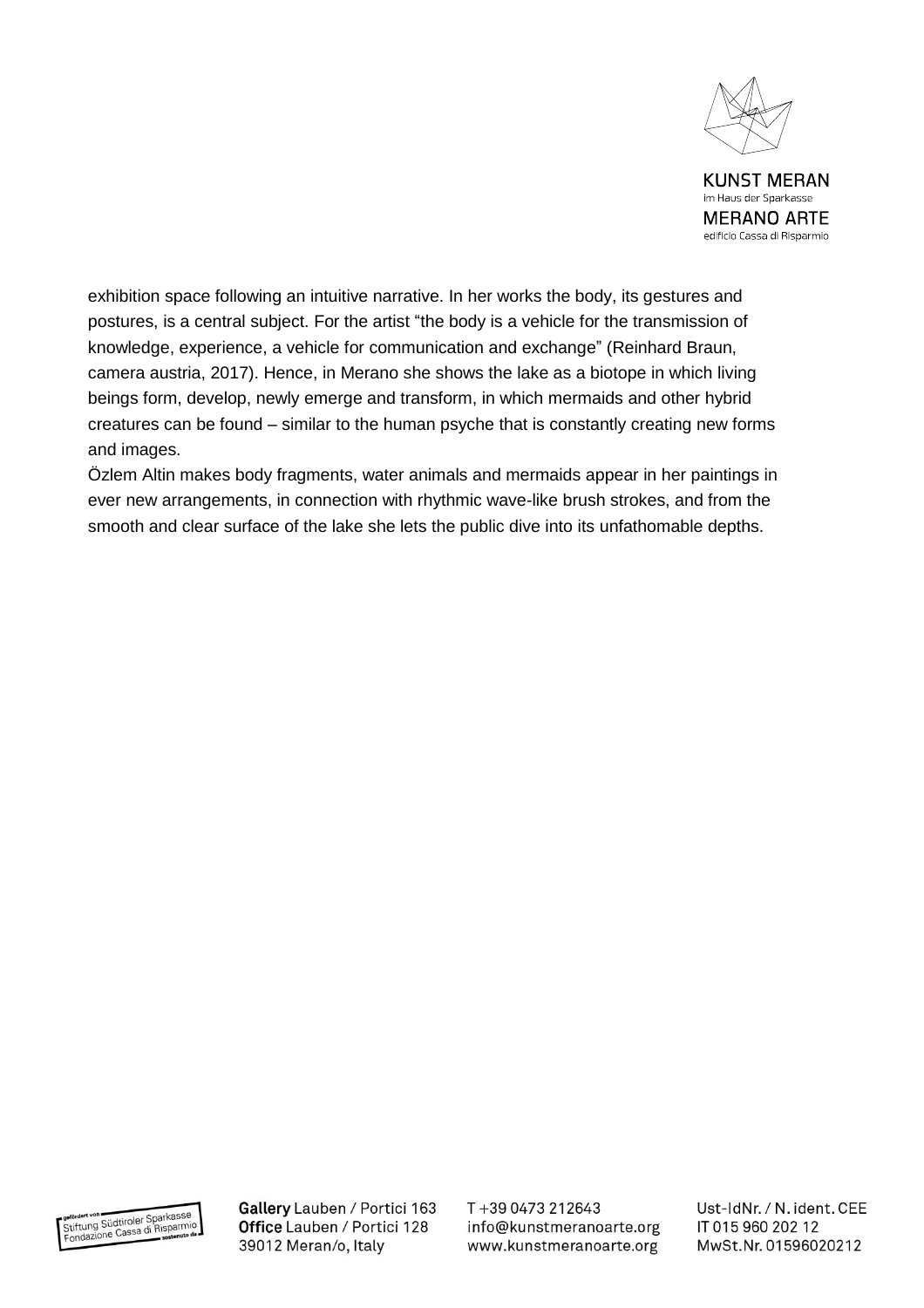exhibition space following an intuitive narrative. In her works the body, its gestures and postures, is a central subject. For the artist "the body is a vehicle for the transmission of knowledge, experience, a vehicle for communication and exchange" (Reinhard Braun, camera austria, 2017). Hence, in Merano she shows the lake as a biotope in which living beings form, develop, newly emerge and transform, in which mermaids and other hybrid creatures can be found – similar to the human psyche that is constantly creating new forms and images.

Özlem Altin makes body fragments, water animals and mermaids appear in her paintings in ever new arrangements, in connection with rhythmic wave-like brush strokes, and from the smooth and clear surface of the lake she lets the public dive into its unfathomable depths.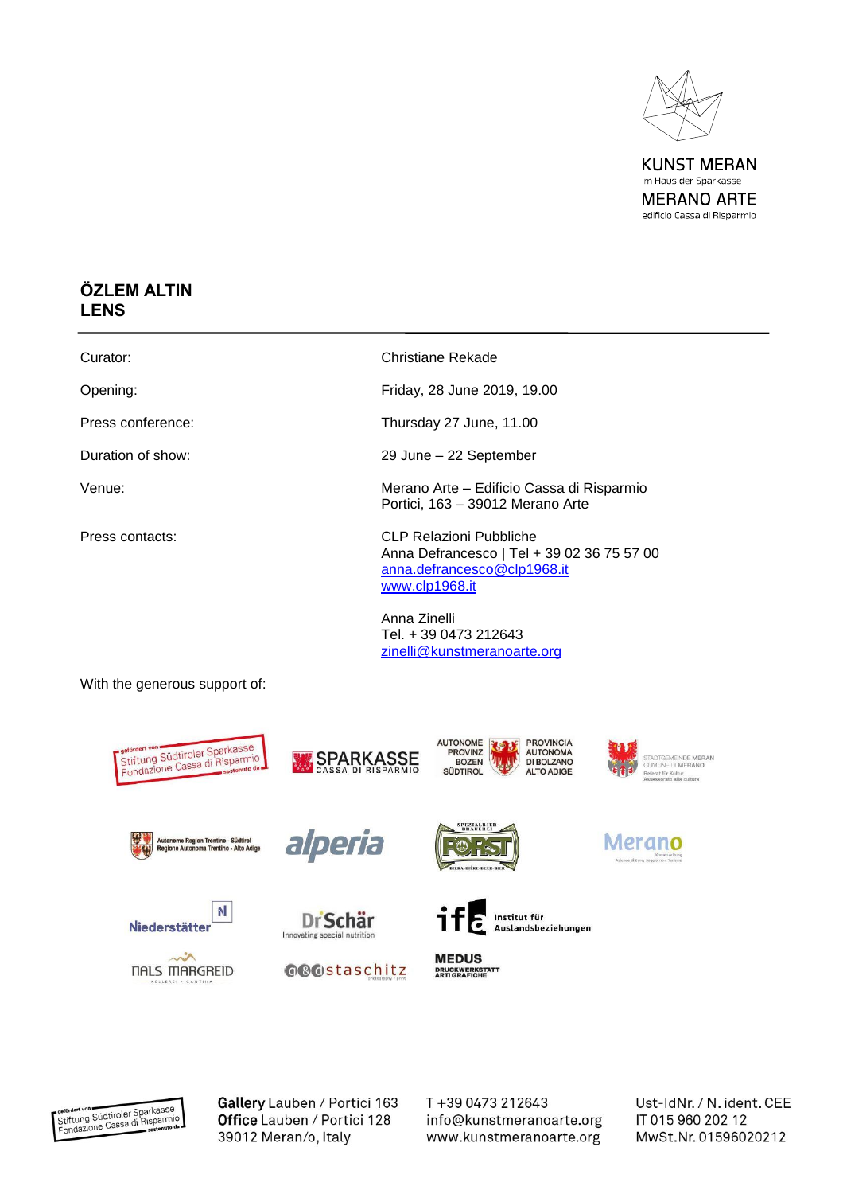KUNST MERAN
im Haus der Sparkasse
MERANO ARTE
edificio Cassa di Risparmio

## ÖZLEM ALTIN
## LENS

| | |
|---|---|
| Curator: | Christiane Rekade |
| Opening: | Friday, 28 June 2019, 19.00 |
| Press conference: | Thursday 27 June, 11.00 |
| Duration of show: | 29 June – 22 September |
| Venue: | Merano Arte – Edificio Cassa di Risparmio<br>Portici, 163 – 39012 Merano Arte |
| Press contacts: | CLP Relazioni Pubbliche<br>Anna Defrancesco \| Tel + 39 02 36 75 57 00<br>anna.defrancesco@clp1968.it<br>www.clp1968.it |
| | Anna Zinelli<br>Tel. + 39 0473 212643<br>zinelli@kunstmeranoarte.org |

With the generous support of:

gefördert von Stiftung Südtiroler Sparkasse Fondazione Cassa di Risparmio sostenuto da
SPARKASSE CASSA DI RISPARMIO
AUTONOME PROVINZ BOZEN SÜDTIROL – PROVINCIA AUTONOMA DI BOLZANO ALTO ADIGE
STADTGEMEINDE MERAN COMUNE DI MERANO Referat für Kultur Assessorato alla cultura
Autonome Region Trentino - Südtirol Regione Autonoma Trentino - Alto Adige
alperia
FORST
Merano
Niederstätter
Dr Schär Innovating special nutrition
ifa Institut für Auslandsbeziehungen
NALS MARGREID
staschitz
MEDUS DRUCKWERKSTATT ARTI GRAFICHE

**Gallery** Lauben / Portici 163
**Office** Lauben / Portici 128
39012 Meran/o, Italy

T +39 0473 212643
info@kunstmeranoarte.org
www.kunstmeranoarte.org

Ust-IdNr. / N. ident. CEE
IT 015 960 202 12
MwSt.Nr. 01596020212